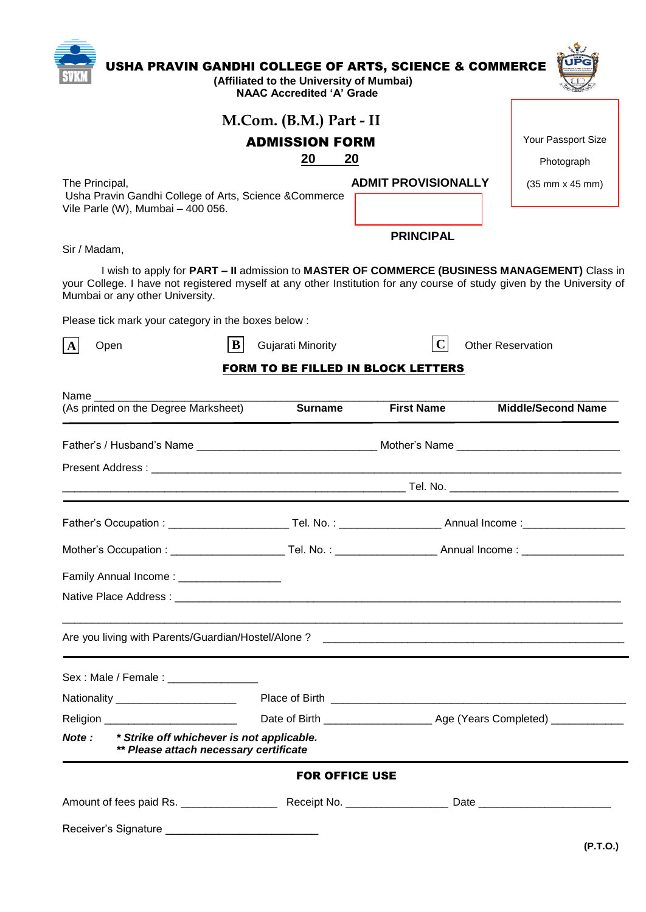# USHA PRAVIN GANDHI COLLEGE OF ARTS, SCIENCE & COMMERCE

**(Affiliated to the University of Mumbai)**
**NAAC Accredited 'A' Grade**

## M.Com. (B.M.) Part - II

## ADMISSION FORM

**20 ___ 20**

Your Passport Size Photograph (35 mm x 45 mm)

The Principal,
Usha Pravin Gandhi College of Arts, Science &Commerce
Vile Parle (W), Mumbai – 400 056.

**ADMIT PROVISIONALLY**

**PRINCIPAL**

Sir / Madam,

I wish to apply for **PART – II** admission to **MASTER OF COMMERCE (BUSINESS MANAGEMENT)** Class in your College. I have not registered myself at any other Institution for any course of study given by the University of Mumbai or any other University.

Please tick mark your category in the boxes below :

**A** Open **B** Gujarati Minority **C** Other Reservation

**FORM TO BE FILLED IN BLOCK LETTERS**

Name ____________________________________________________________
(As printed on the Degree Marksheet) **Surname** **First Name** **Middle/Second Name**

Father's / Husband's Name ____________________________ Mother's Name __________________________

Present Address : ____________________________________________________________

____________________________________________________ Tel. No. __________________________

Father's Occupation : ___________________ Tel. No. : _______________ Annual Income :________________

Mother's Occupation : _________________ Tel. No. : _______________ Annual Income : ________________

Family Annual Income : ________________

Native Place Address : ____________________________________________________________

______________________________________________________________________________

Are you living with Parents/Guardian/Hostel/Alone ? ______________________________________________

Sex : Male / Female : ______________

Nationality ___________________ Place of Birth ______________________________________________

Religion _____________________ Date of Birth ________________ Age (Years Completed) ___________

***Note :*** ***\* Strike off whichever is not applicable.***
***\*\* Please attach necessary certificate***

**FOR OFFICE USE**

Amount of fees paid Rs. _______________ Receipt No. ________________ Date _____________________

Receiver's Signature ________________________

**(P.T.O.)**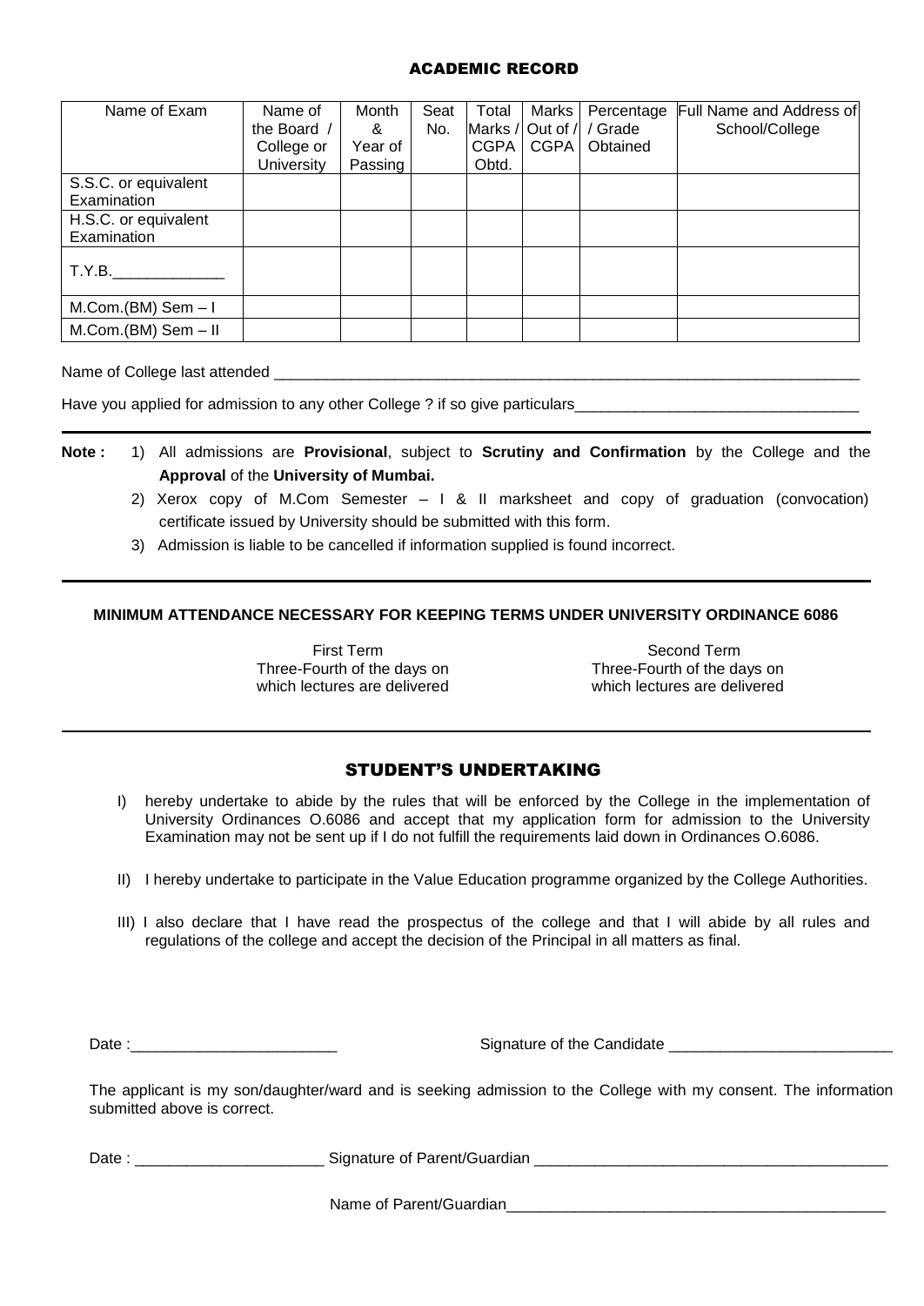## ACADEMIC RECORD

| Name of Exam | Name of the Board / College or University | Month & Year of Passing | Seat No. | Total Marks / CGPA Obtd. | Marks Out of / CGPA | Percentage / Grade Obtained | Full Name and Address of School/College |
|---|---|---|---|---|---|---|---|
| S.S.C. or equivalent Examination | | | | | | | |
| H.S.C. or equivalent Examination | | | | | | | |
| T.Y.B.____________ | | | | | | | |
| M.Com.(BM) Sem – I | | | | | | | |
| M.Com.(BM) Sem – II | | | | | | | |

Name of College last attended ______________________________________________________________________

Have you applied for admission to any other College ? if so give particulars________________________________

**Note :**
1) All admissions are **Provisional**, subject to **Scrutiny and Confirmation** by the College and the **Approval** of the **University of Mumbai.**
2) Xerox copy of M.Com Semester – I & II marksheet and copy of graduation (convocation) certificate issued by University should be submitted with this form.
3) Admission is liable to be cancelled if information supplied is found incorrect.

**MINIMUM ATTENDANCE NECESSARY FOR KEEPING TERMS UNDER UNIVERSITY ORDINANCE 6086**

| First Term | Second Term |
|---|---|
| Three-Fourth of the days on which lectures are delivered | Three-Fourth of the days on which lectures are delivered |

## STUDENT'S UNDERTAKING

I) hereby undertake to abide by the rules that will be enforced by the College in the implementation of University Ordinances O.6086 and accept that my application form for admission to the University Examination may not be sent up if I do not fulfill the requirements laid down in Ordinances O.6086.

II) I hereby undertake to participate in the Value Education programme organized by the College Authorities.

III) I also declare that I have read the prospectus of the college and that I will abide by all rules and regulations of the college and accept the decision of the Principal in all matters as final.

Date :________________________ Signature of the Candidate __________________________

The applicant is my son/daughter/ward and is seeking admission to the College with my consent. The information submitted above is correct.

Date : _____________________ Signature of Parent/Guardian _________________________________________

Name of Parent/Guardian______________________________________________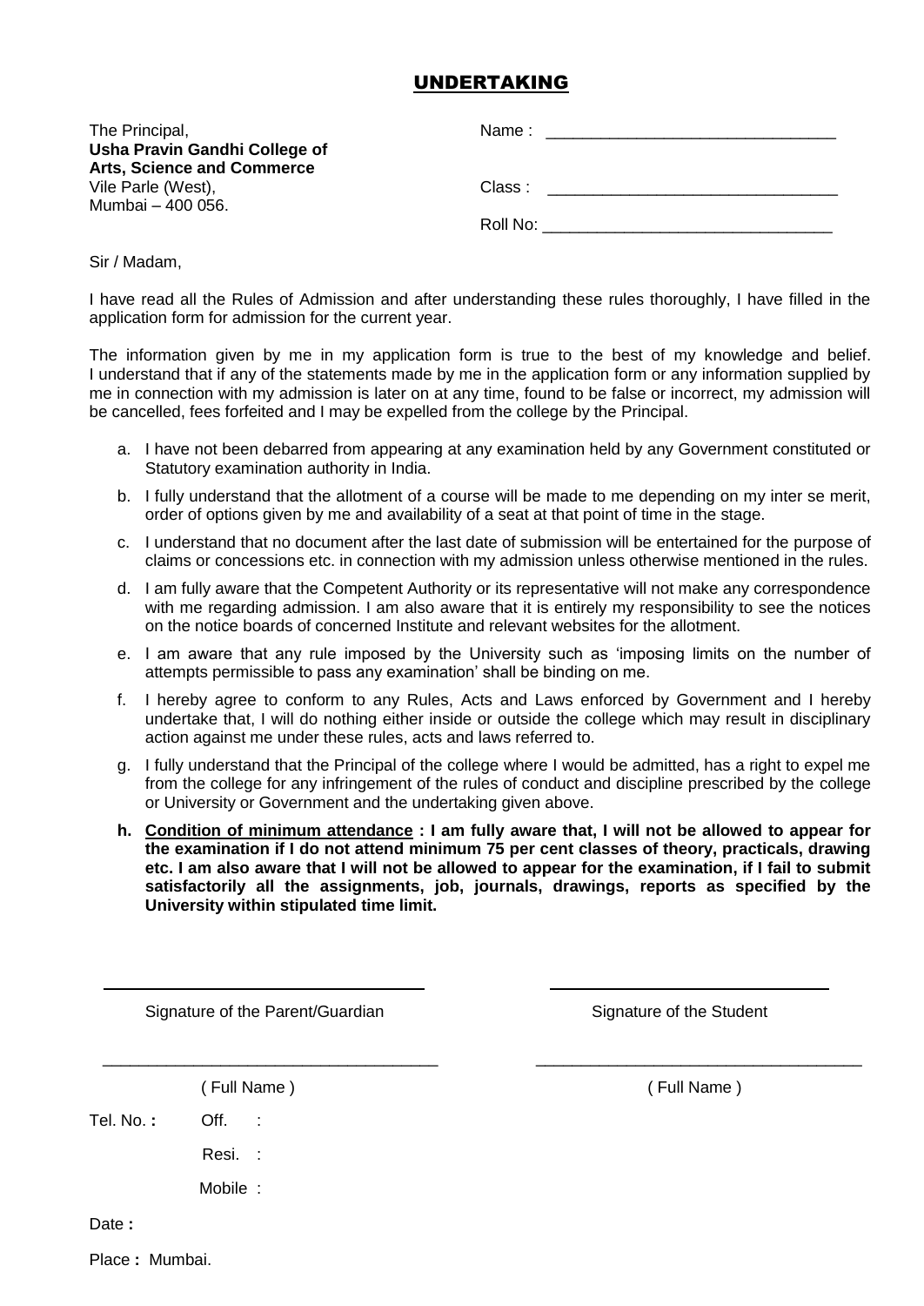# UNDERTAKING

The Principal,
**Usha Pravin Gandhi College of Arts, Science and Commerce**
Vile Parle (West),
Mumbai – 400 056.

Name : ________________________________

Class : ________________________________

Roll No: ________________________________

Sir / Madam,

I have read all the Rules of Admission and after understanding these rules thoroughly, I have filled in the application form for admission for the current year.

The information given by me in my application form is true to the best of my knowledge and belief. I understand that if any of the statements made by me in the application form or any information supplied by me in connection with my admission is later on at any time, found to be false or incorrect, my admission will be cancelled, fees forfeited and I may be expelled from the college by the Principal.

a. I have not been debarred from appearing at any examination held by any Government constituted or Statutory examination authority in India.

b. I fully understand that the allotment of a course will be made to me depending on my inter se merit, order of options given by me and availability of a seat at that point of time in the stage.

c. I understand that no document after the last date of submission will be entertained for the purpose of claims or concessions etc. in connection with my admission unless otherwise mentioned in the rules.

d. I am fully aware that the Competent Authority or its representative will not make any correspondence with me regarding admission. I am also aware that it is entirely my responsibility to see the notices on the notice boards of concerned Institute and relevant websites for the allotment.

e. I am aware that any rule imposed by the University such as 'imposing limits on the number of attempts permissible to pass any examination' shall be binding on me.

f. I hereby agree to conform to any Rules, Acts and Laws enforced by Government and I hereby undertake that, I will do nothing either inside or outside the college which may result in disciplinary action against me under these rules, acts and laws referred to.

g. I fully understand that the Principal of the college where I would be admitted, has a right to expel me from the college for any infringement of the rules of conduct and discipline prescribed by the college or University or Government and the undertaking given above.

h. **Condition of minimum attendance : I am fully aware that, I will not be allowed to appear for the examination if I do not attend minimum 75 per cent classes of theory, practicals, drawing etc. I am also aware that I will not be allowed to appear for the examination, if I fail to submit satisfactorily all the assignments, job, journals, drawings, reports as specified by the University within stipulated time limit.**

________________________________
Signature of the Parent/Guardian

________________________________
( Full Name )

________________________________
Signature of the Student

________________________________
( Full Name )

Tel. No. **:** Off. :

Resi. :

Mobile :

Date **:**

Place **:** Mumbai.